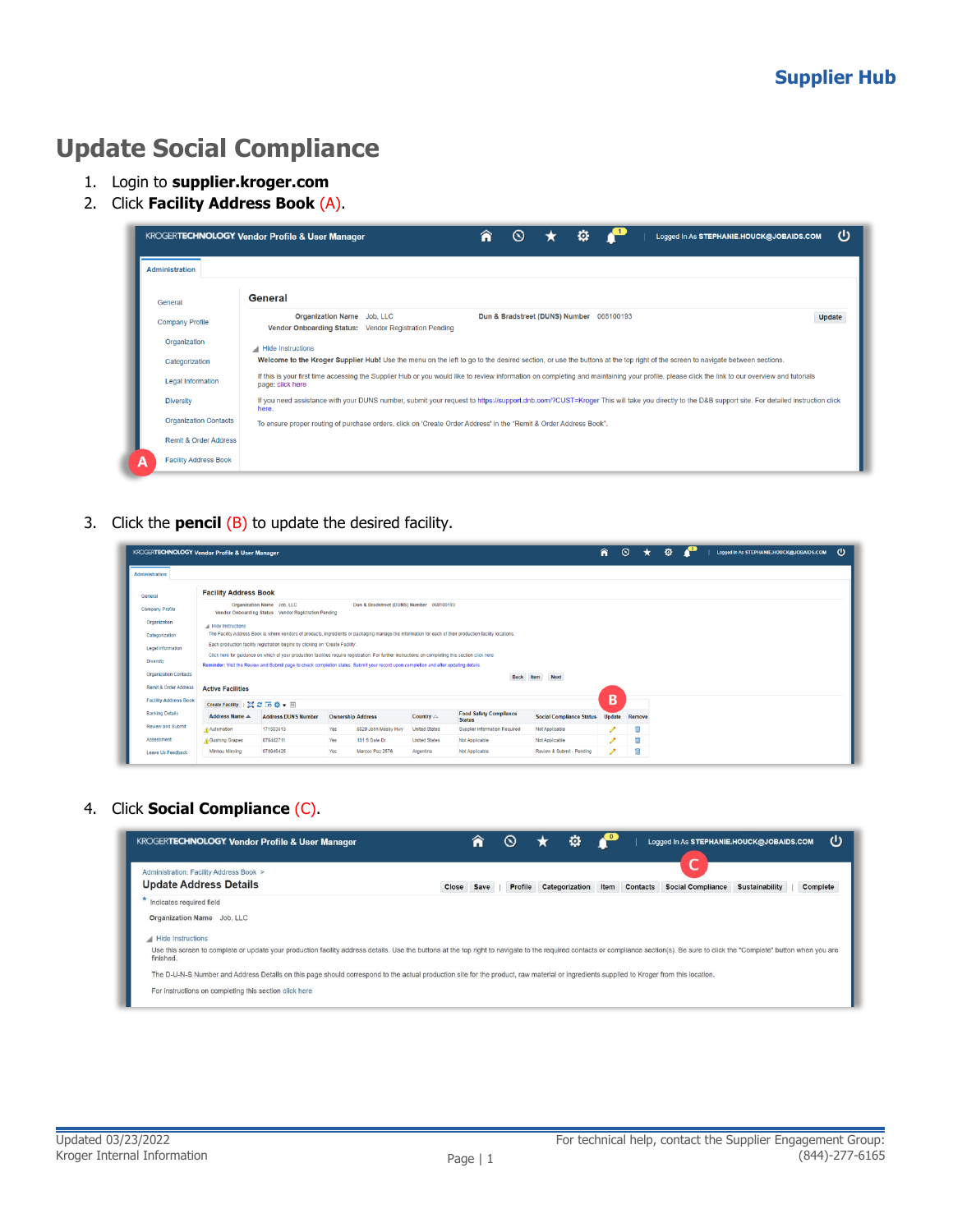# Update Social Compliance

1. Login to **supplier.kroger.com**
2. Click **Facility Address Book** (A).

3. Click the **pencil** (B) to update the desired facility.

4. Click **Social Compliance** (C).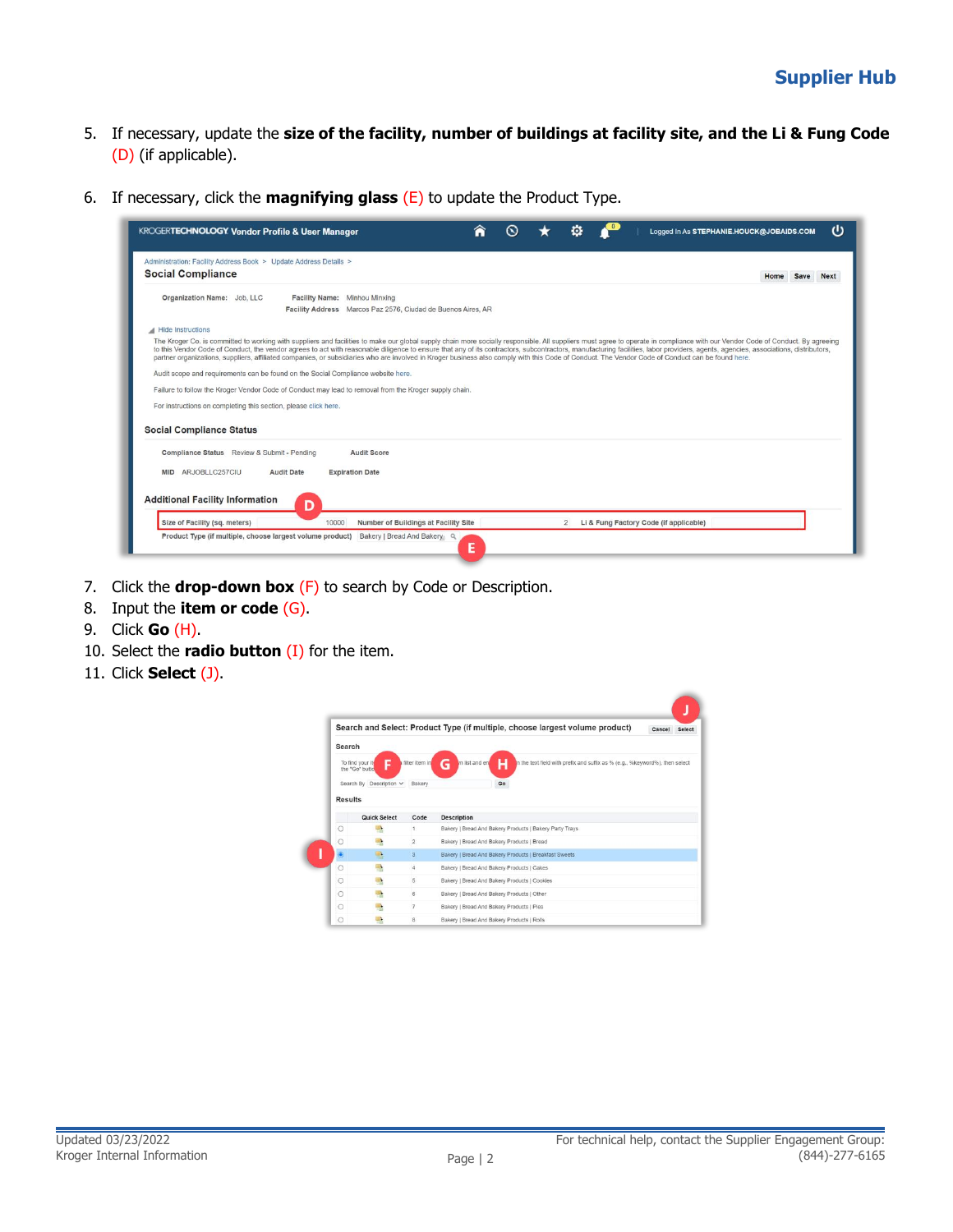5. If necessary, update the **size of the facility, number of buildings at facility site, and the Li & Fung Code** (D) (if applicable).

6. If necessary, click the **magnifying glass** (E) to update the Product Type.

7. Click the **drop-down box** (F) to search by Code or Description.
8. Input the **item or code** (G).
9. Click **Go** (H).
10. Select the **radio button** (I) for the item.
11. Click **Select** (J).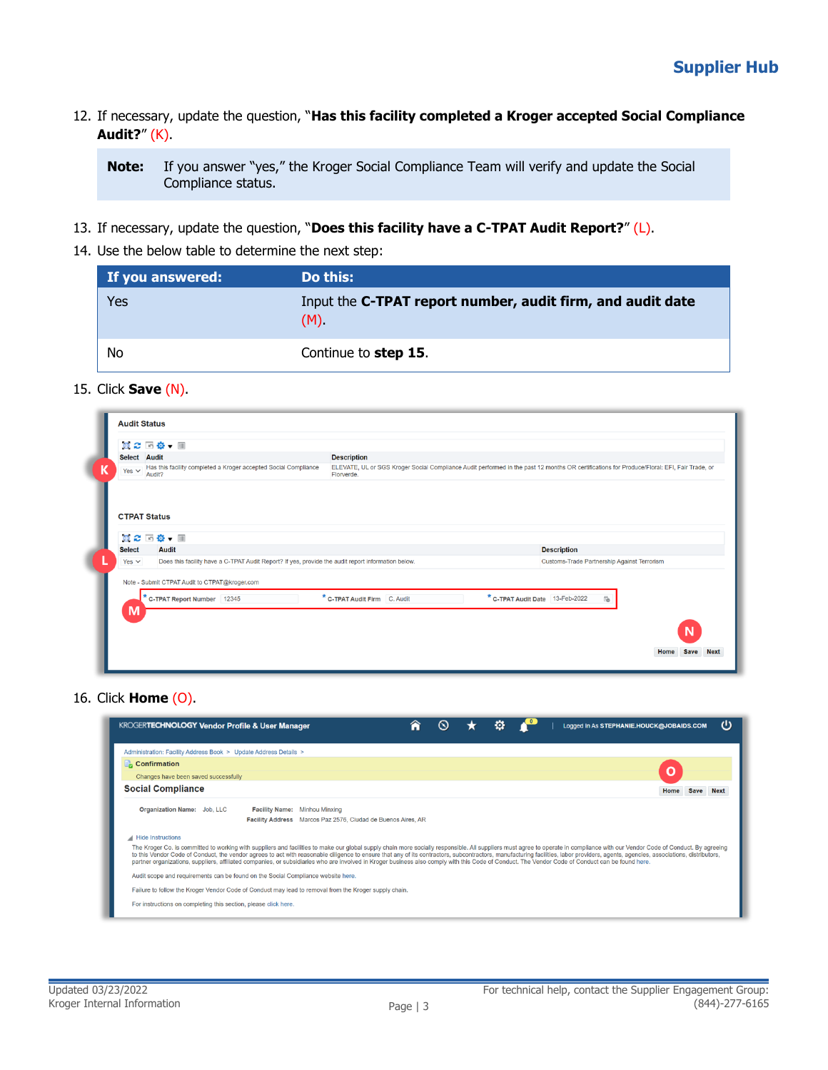12. If necessary, update the question, "**Has this facility completed a Kroger accepted Social Compliance Audit?**" (K).

> **Note:** If you answer "yes," the Kroger Social Compliance Team will verify and update the Social Compliance status.

13. If necessary, update the question, "**Does this facility have a C-TPAT Audit Report?**" (L).
14. Use the below table to determine the next step:

| If you answered: | Do this: |
|---|---|
| Yes | Input the **C-TPAT report number, audit firm, and audit date** (M). |
| No | Continue to **step 15**. |

15. Click **Save** (N).

16. Click **Home** (O).